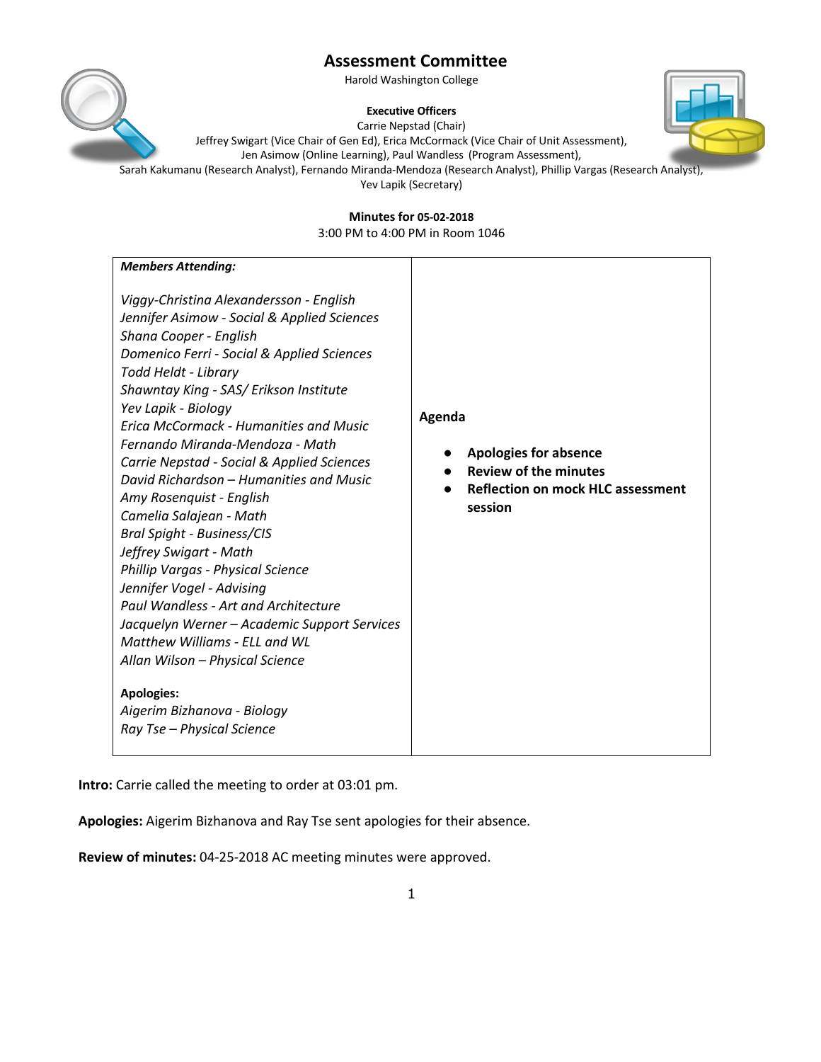# Assessment Committee

Harold Washington College

**Executive Officers**

Carrie Nepstad (Chair)

Jeffrey Swigart (Vice Chair of Gen Ed), Erica McCormack (Vice Chair of Unit Assessment),

Jen Asimow (Online Learning), Paul Wandless (Program Assessment),

Sarah Kakumanu (Research Analyst), Fernando Miranda-Mendoza (Research Analyst), Phillip Vargas (Research Analyst),

Yev Lapik (Secretary)

**Minutes for 05-02-2018**

3:00 PM to 4:00 PM in Room 1046

| ***Members Attending:*** | |
|---|---|
| *Viggy-Christina Alexandersson - English*<br>*Jennifer Asimow - Social & Applied Sciences*<br>*Shana Cooper - English*<br>*Domenico Ferri - Social & Applied Sciences*<br>*Todd Heldt - Library*<br>*Shawntay King - SAS/ Erikson Institute*<br>*Yev Lapik - Biology*<br>*Erica McCormack - Humanities and Music*<br>*Fernando Miranda-Mendoza - Math*<br>*Carrie Nepstad - Social & Applied Sciences*<br>*David Richardson – Humanities and Music*<br>*Amy Rosenquist - English*<br>*Camelia Salajean - Math*<br>*Bral Spight - Business/CIS*<br>*Jeffrey Swigart - Math*<br>*Phillip Vargas - Physical Science*<br>*Jennifer Vogel - Advising*<br>*Paul Wandless - Art and Architecture*<br>*Jacquelyn Werner – Academic Support Services*<br>*Matthew Williams - ELL and WL*<br>*Allan Wilson – Physical Science*<br><br>**Apologies:**<br>*Aigerim Bizhanova - Biology*<br>*Ray Tse – Physical Science* | **Agenda**<br><br>● **Apologies for absence**<br>● **Review of the minutes**<br>● **Reflection on mock HLC assessment session** |

**Intro:** Carrie called the meeting to order at 03:01 pm.

**Apologies:** Aigerim Bizhanova and Ray Tse sent apologies for their absence.

**Review of minutes:** 04-25-2018 AC meeting minutes were approved.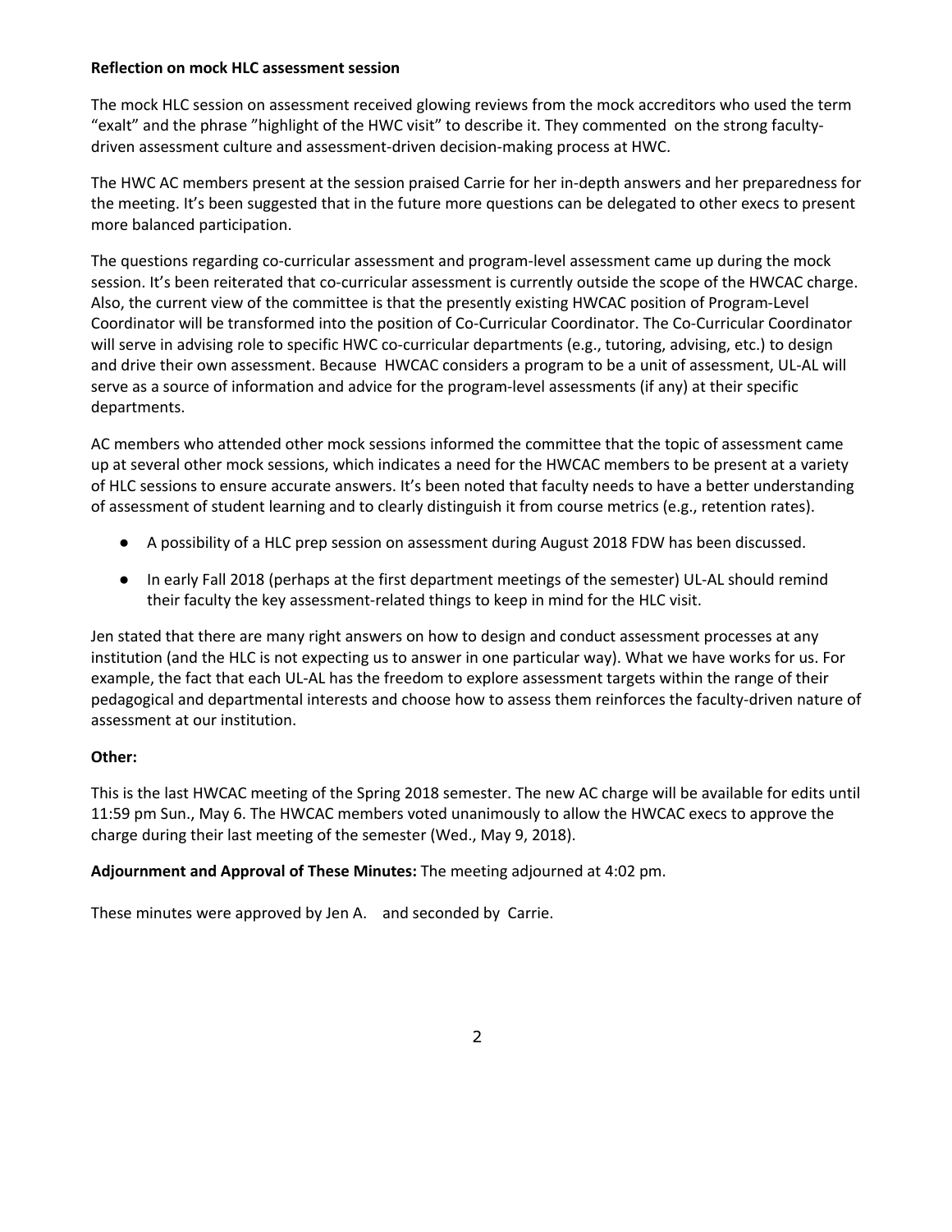**Reflection on mock HLC assessment session**

The mock HLC session on assessment received glowing reviews from the mock accreditors who used the term "exalt" and the phrase "highlight of the HWC visit" to describe it. They commented on the strong faculty-driven assessment culture and assessment-driven decision-making process at HWC.

The HWC AC members present at the session praised Carrie for her in-depth answers and her preparedness for the meeting. It's been suggested that in the future more questions can be delegated to other execs to present more balanced participation.

The questions regarding co-curricular assessment and program-level assessment came up during the mock session. It's been reiterated that co-curricular assessment is currently outside the scope of the HWCAC charge. Also, the current view of the committee is that the presently existing HWCAC position of Program-Level Coordinator will be transformed into the position of Co-Curricular Coordinator. The Co-Curricular Coordinator will serve in advising role to specific HWC co-curricular departments (e.g., tutoring, advising, etc.) to design and drive their own assessment. Because HWCAC considers a program to be a unit of assessment, UL-AL will serve as a source of information and advice for the program-level assessments (if any) at their specific departments.

AC members who attended other mock sessions informed the committee that the topic of assessment came up at several other mock sessions, which indicates a need for the HWCAC members to be present at a variety of HLC sessions to ensure accurate answers. It's been noted that faculty needs to have a better understanding of assessment of student learning and to clearly distinguish it from course metrics (e.g., retention rates).

- A possibility of a HLC prep session on assessment during August 2018 FDW has been discussed.
- In early Fall 2018 (perhaps at the first department meetings of the semester) UL-AL should remind their faculty the key assessment-related things to keep in mind for the HLC visit.

Jen stated that there are many right answers on how to design and conduct assessment processes at any institution (and the HLC is not expecting us to answer in one particular way). What we have works for us. For example, the fact that each UL-AL has the freedom to explore assessment targets within the range of their pedagogical and departmental interests and choose how to assess them reinforces the faculty-driven nature of assessment at our institution.

**Other:**

This is the last HWCAC meeting of the Spring 2018 semester. The new AC charge will be available for edits until 11:59 pm Sun., May 6. The HWCAC members voted unanimously to allow the HWCAC execs to approve the charge during their last meeting of the semester (Wed., May 9, 2018).

**Adjournment and Approval of These Minutes:** The meeting adjourned at 4:02 pm.

These minutes were approved by Jen A. and seconded by Carrie.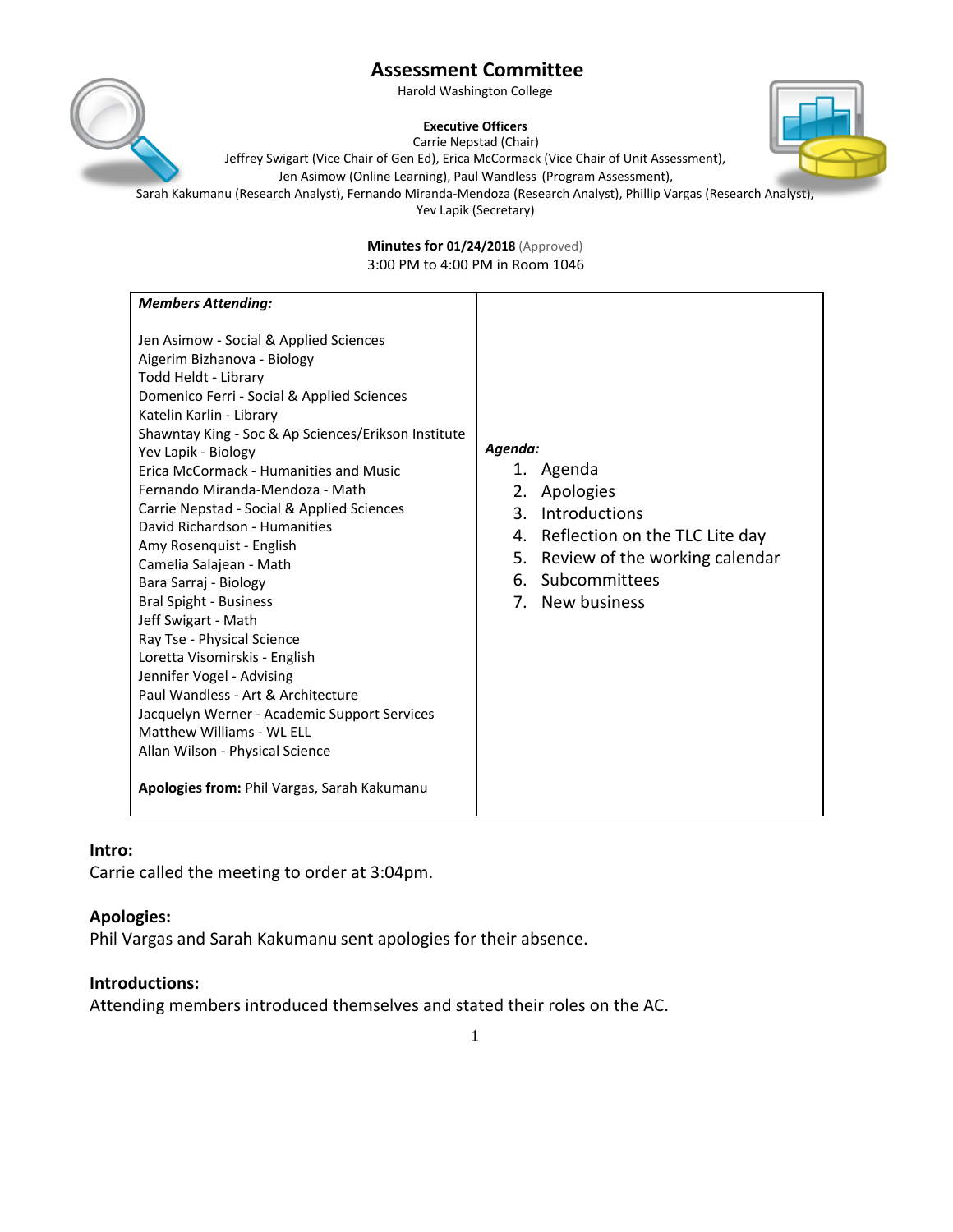# Assessment Committee

Harold Washington College

**Executive Officers**
Carrie Nepstad (Chair)
Jeffrey Swigart (Vice Chair of Gen Ed), Erica McCormack (Vice Chair of Unit Assessment),
Jen Asimow (Online Learning), Paul Wandless (Program Assessment),
Sarah Kakumanu (Research Analyst), Fernando Miranda-Mendoza (Research Analyst), Phillip Vargas (Research Analyst),
Yev Lapik (Secretary)

**Minutes for 01/24/2018** (Approved)
3:00 PM to 4:00 PM in Room 1046

***Members Attending:***

Jen Asimow - Social & Applied Sciences
Aigerim Bizhanova - Biology
Todd Heldt - Library
Domenico Ferri - Social & Applied Sciences
Katelin Karlin - Library
Shawntay King - Soc & Ap Sciences/Erikson Institute
Yev Lapik - Biology
Erica McCormack - Humanities and Music
Fernando Miranda-Mendoza - Math
Carrie Nepstad - Social & Applied Sciences
David Richardson - Humanities
Amy Rosenquist - English
Camelia Salajean - Math
Bara Sarraj - Biology
Bral Spight - Business
Jeff Swigart - Math
Ray Tse - Physical Science
Loretta Visomirskis - English
Jennifer Vogel - Advising
Paul Wandless - Art & Architecture
Jacquelyn Werner - Academic Support Services
Matthew Williams - WL ELL
Allan Wilson - Physical Science

**Apologies from:** Phil Vargas, Sarah Kakumanu

***Agenda:***

1. Agenda
2. Apologies
3. Introductions
4. Reflection on the TLC Lite day
5. Review of the working calendar
6. Subcommittees
7. New business

**Intro:**
Carrie called the meeting to order at 3:04pm.

**Apologies:**
Phil Vargas and Sarah Kakumanu sent apologies for their absence.

**Introductions:**
Attending members introduced themselves and stated their roles on the AC.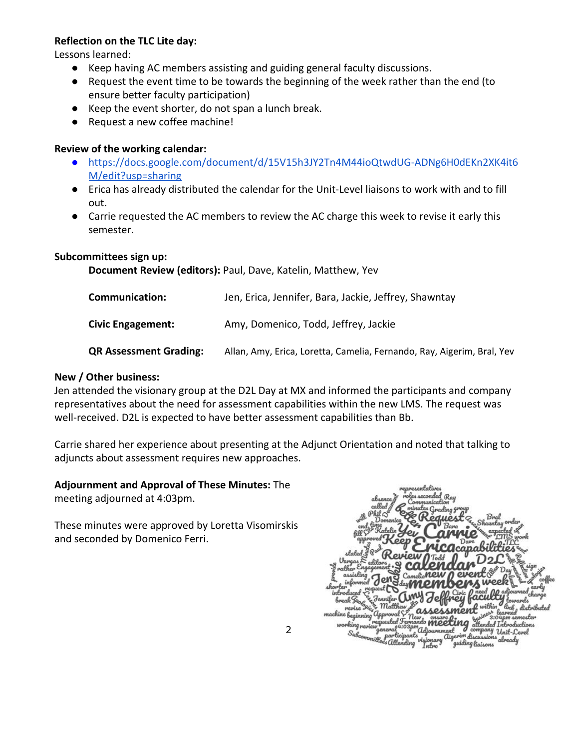**Reflection on the TLC Lite day:**
Lessons learned:

- Keep having AC members assisting and guiding general faculty discussions.
- Request the event time to be towards the beginning of the week rather than the end (to ensure better faculty participation)
- Keep the event shorter, do not span a lunch break.
- Request a new coffee machine!

**Review of the working calendar:**

- https://docs.google.com/document/d/15V15h3JY2Tn4M44ioQtwdUG-ADNg6H0dEKn2XK4it6M/edit?usp=sharing
- Erica has already distributed the calendar for the Unit-Level liaisons to work with and to fill out.
- Carrie requested the AC members to review the AC charge this week to revise it early this semester.

**Subcommittees sign up:**

**Document Review (editors):** Paul, Dave, Katelin, Matthew, Yev

| | |
|---|---|
| **Communication:** | Jen, Erica, Jennifer, Bara, Jackie, Jeffrey, Shawntay |
| **Civic Engagement:** | Amy, Domenico, Todd, Jeffrey, Jackie |
| **QR Assessment Grading:** | Allan, Amy, Erica, Loretta, Camelia, Fernando, Ray, Aigerim, Bral, Yev |

**New / Other business:**
Jen attended the visionary group at the D2L Day at MX and informed the participants and company representatives about the need for assessment capabilities within the new LMS. The request was well-received. D2L is expected to have better assessment capabilities than Bb.

Carrie shared her experience about presenting at the Adjunct Orientation and noted that talking to adjuncts about assessment requires new approaches.

**Adjournment and Approval of These Minutes:** The meeting adjourned at 4:03pm.

These minutes were approved by Loretta Visomirskis and seconded by Domenico Ferri.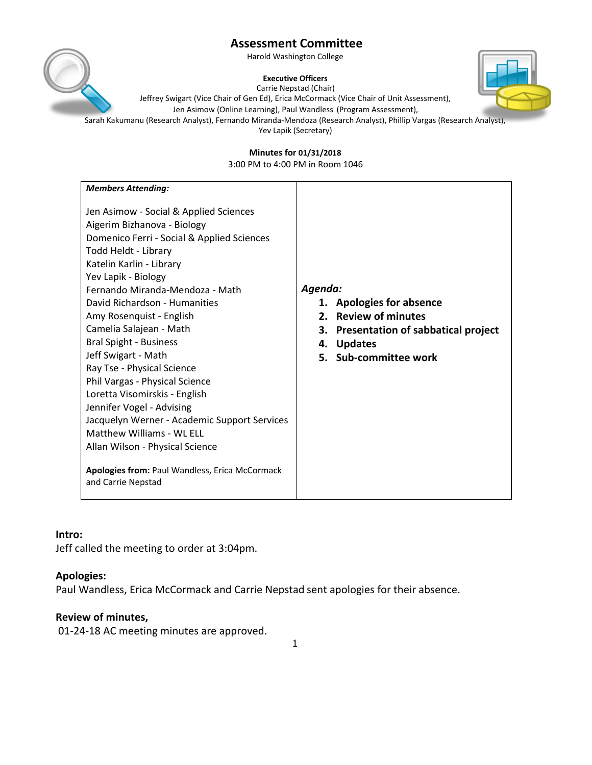# Assessment Committee

Harold Washington College

**Executive Officers**

Carrie Nepstad (Chair)
Jeffrey Swigart (Vice Chair of Gen Ed), Erica McCormack (Vice Chair of Unit Assessment),
Jen Asimow (Online Learning), Paul Wandless (Program Assessment),
Sarah Kakumanu (Research Analyst), Fernando Miranda-Mendoza (Research Analyst), Phillip Vargas (Research Analyst),
Yev Lapik (Secretary)

**Minutes for 01/31/2018**
3:00 PM to 4:00 PM in Room 1046

***Members Attending:***

Jen Asimow - Social & Applied Sciences
Aigerim Bizhanova - Biology
Domenico Ferri - Social & Applied Sciences
Todd Heldt - Library
Katelin Karlin - Library
Yev Lapik - Biology
Fernando Miranda-Mendoza - Math
David Richardson - Humanities
Amy Rosenquist - English
Camelia Salajean - Math
Bral Spight - Business
Jeff Swigart - Math
Ray Tse - Physical Science
Phil Vargas - Physical Science
Loretta Visomirskis - English
Jennifer Vogel - Advising
Jacquelyn Werner - Academic Support Services
Matthew Williams - WL ELL
Allan Wilson - Physical Science

**Apologies from:** Paul Wandless, Erica McCormack and Carrie Nepstad

***Agenda:***

1. **Apologies for absence**
2. **Review of minutes**
3. **Presentation of sabbatical project**
4. **Updates**
5. **Sub-committee work**

**Intro:**
Jeff called the meeting to order at 3:04pm.

**Apologies:**
Paul Wandless, Erica McCormack and Carrie Nepstad sent apologies for their absence.

**Review of minutes,**
01-24-18 AC meeting minutes are approved.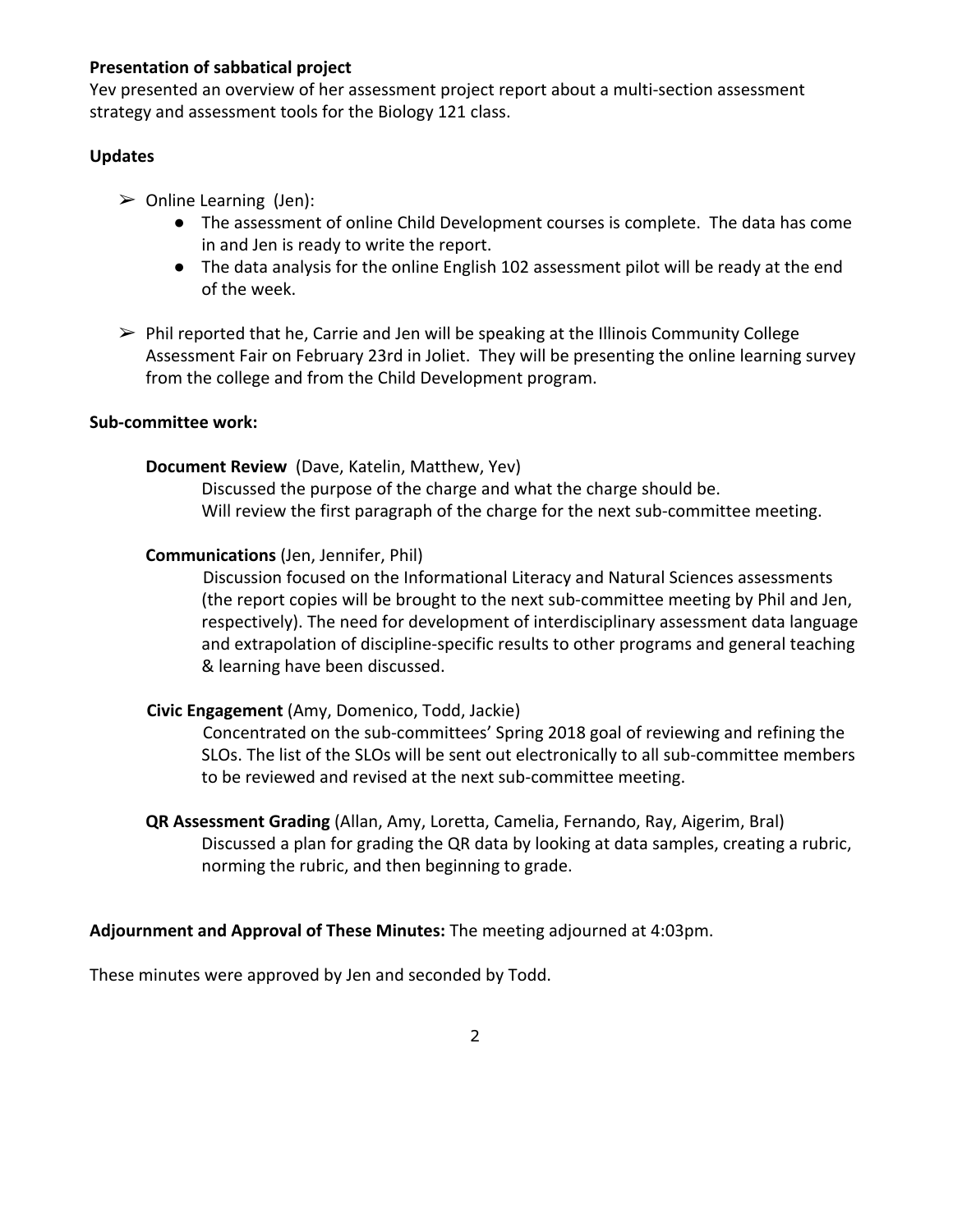**Presentation of sabbatical project**

Yev presented an overview of her assessment project report about a multi-section assessment strategy and assessment tools for the Biology 121 class.

**Updates**

- Online Learning (Jen):
  - The assessment of online Child Development courses is complete. The data has come in and Jen is ready to write the report.
  - The data analysis for the online English 102 assessment pilot will be ready at the end of the week.
- Phil reported that he, Carrie and Jen will be speaking at the Illinois Community College Assessment Fair on February 23rd in Joliet. They will be presenting the online learning survey from the college and from the Child Development program.

**Sub-committee work:**

**Document Review** (Dave, Katelin, Matthew, Yev)
Discussed the purpose of the charge and what the charge should be.
Will review the first paragraph of the charge for the next sub-committee meeting.

**Communications** (Jen, Jennifer, Phil)
Discussion focused on the Informational Literacy and Natural Sciences assessments (the report copies will be brought to the next sub-committee meeting by Phil and Jen, respectively). The need for development of interdisciplinary assessment data language and extrapolation of discipline-specific results to other programs and general teaching & learning have been discussed.

**Civic Engagement** (Amy, Domenico, Todd, Jackie)
Concentrated on the sub-committees' Spring 2018 goal of reviewing and refining the SLOs. The list of the SLOs will be sent out electronically to all sub-committee members to be reviewed and revised at the next sub-committee meeting.

**QR Assessment Grading** (Allan, Amy, Loretta, Camelia, Fernando, Ray, Aigerim, Bral)
Discussed a plan for grading the QR data by looking at data samples, creating a rubric, norming the rubric, and then beginning to grade.

**Adjournment and Approval of These Minutes:** The meeting adjourned at 4:03pm.

These minutes were approved by Jen and seconded by Todd.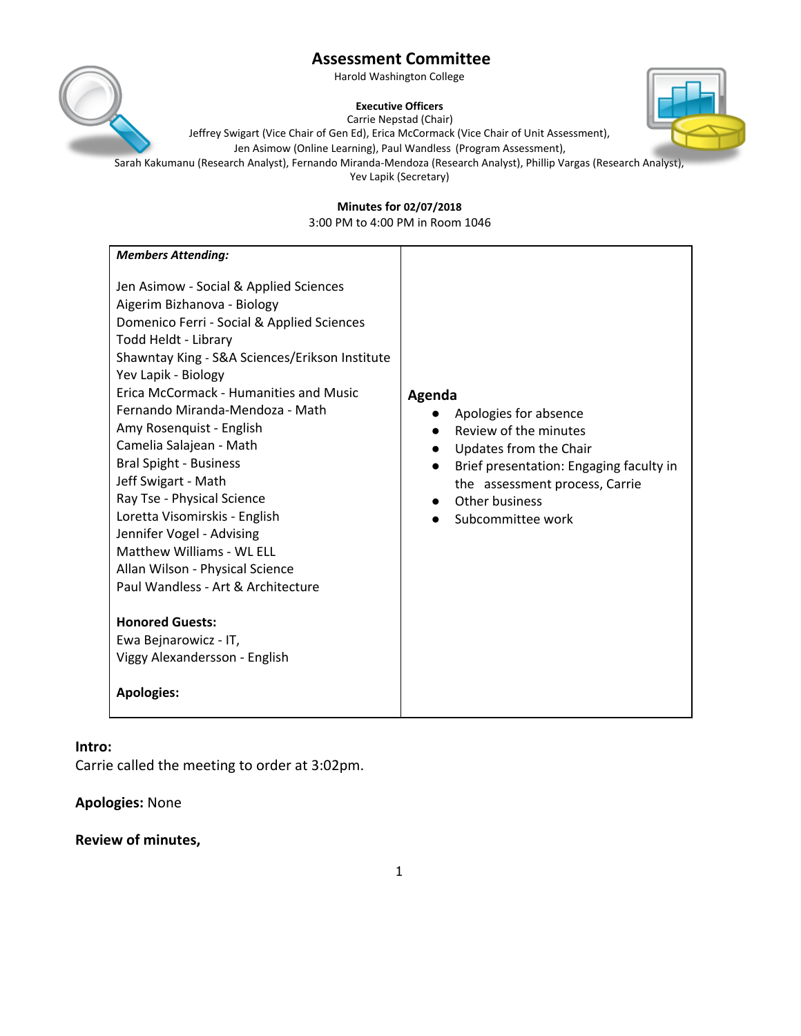# Assessment Committee

Harold Washington College

**Executive Officers**

Carrie Nepstad (Chair)

Jeffrey Swigart (Vice Chair of Gen Ed), Erica McCormack (Vice Chair of Unit Assessment),

Jen Asimow (Online Learning), Paul Wandless (Program Assessment),

Sarah Kakumanu (Research Analyst), Fernando Miranda-Mendoza (Research Analyst), Phillip Vargas (Research Analyst),

Yev Lapik (Secretary)

**Minutes for 02/07/2018**

3:00 PM to 4:00 PM in Room 1046

| ***Members Attending:***<br><br>Jen Asimow - Social & Applied Sciences<br>Aigerim Bizhanova - Biology<br>Domenico Ferri - Social & Applied Sciences<br>Todd Heldt - Library<br>Shawntay King - S&A Sciences/Erikson Institute<br>Yev Lapik - Biology<br>Erica McCormack - Humanities and Music<br>Fernando Miranda-Mendoza - Math<br>Amy Rosenquist - English<br>Camelia Salajean - Math<br>Bral Spight - Business<br>Jeff Swigart - Math<br>Ray Tse - Physical Science<br>Loretta Visomirskis - English<br>Jennifer Vogel - Advising<br>Matthew Williams - WL ELL<br>Allan Wilson - Physical Science<br>Paul Wandless - Art & Architecture<br><br>**Honored Guests:**<br>Ewa Bejnarowicz - IT,<br>Viggy Alexandersson - English<br><br>**Apologies:** | **Agenda**<br>● Apologies for absence<br>● Review of the minutes<br>● Updates from the Chair<br>● Brief presentation: Engaging faculty in the assessment process, Carrie<br>● Other business<br>● Subcommittee work |
|---|---|

**Intro:**

Carrie called the meeting to order at 3:02pm.

**Apologies:** None

**Review of minutes,**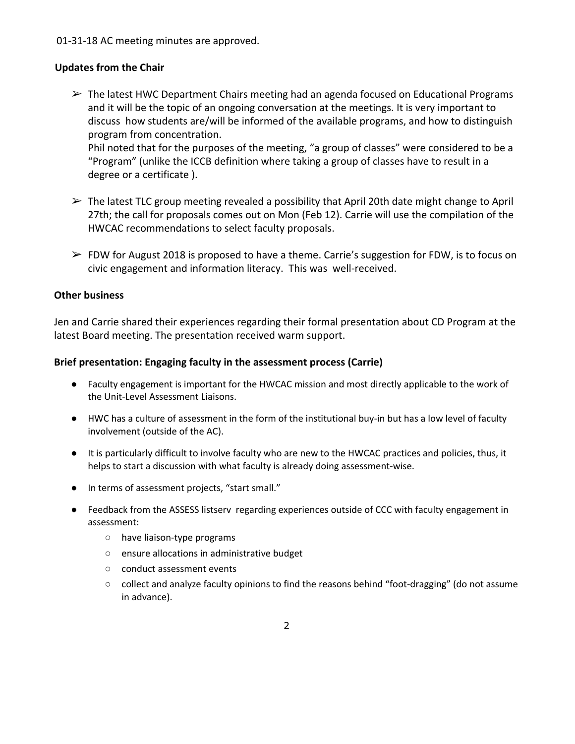01-31-18 AC meeting minutes are approved.

**Updates from the Chair**

- ➢ The latest HWC Department Chairs meeting had an agenda focused on Educational Programs and it will be the topic of an ongoing conversation at the meetings. It is very important to discuss how students are/will be informed of the available programs, and how to distinguish program from concentration.
  Phil noted that for the purposes of the meeting, "a group of classes" were considered to be a "Program" (unlike the ICCB definition where taking a group of classes have to result in a degree or a certificate ).

- ➢ The latest TLC group meeting revealed a possibility that April 20th date might change to April 27th; the call for proposals comes out on Mon (Feb 12). Carrie will use the compilation of the HWCAC recommendations to select faculty proposals.

- ➢ FDW for August 2018 is proposed to have a theme. Carrie's suggestion for FDW, is to focus on civic engagement and information literacy. This was well-received.

**Other business**

Jen and Carrie shared their experiences regarding their formal presentation about CD Program at the latest Board meeting. The presentation received warm support.

**Brief presentation: Engaging faculty in the assessment process (Carrie)**

- Faculty engagement is important for the HWCAC mission and most directly applicable to the work of the Unit-Level Assessment Liaisons.
- HWC has a culture of assessment in the form of the institutional buy-in but has a low level of faculty involvement (outside of the AC).
- It is particularly difficult to involve faculty who are new to the HWCAC practices and policies, thus, it helps to start a discussion with what faculty is already doing assessment-wise.
- In terms of assessment projects, "start small."
- Feedback from the ASSESS listserv regarding experiences outside of CCC with faculty engagement in assessment:
  - have liaison-type programs
  - ensure allocations in administrative budget
  - conduct assessment events
  - collect and analyze faculty opinions to find the reasons behind "foot-dragging" (do not assume in advance).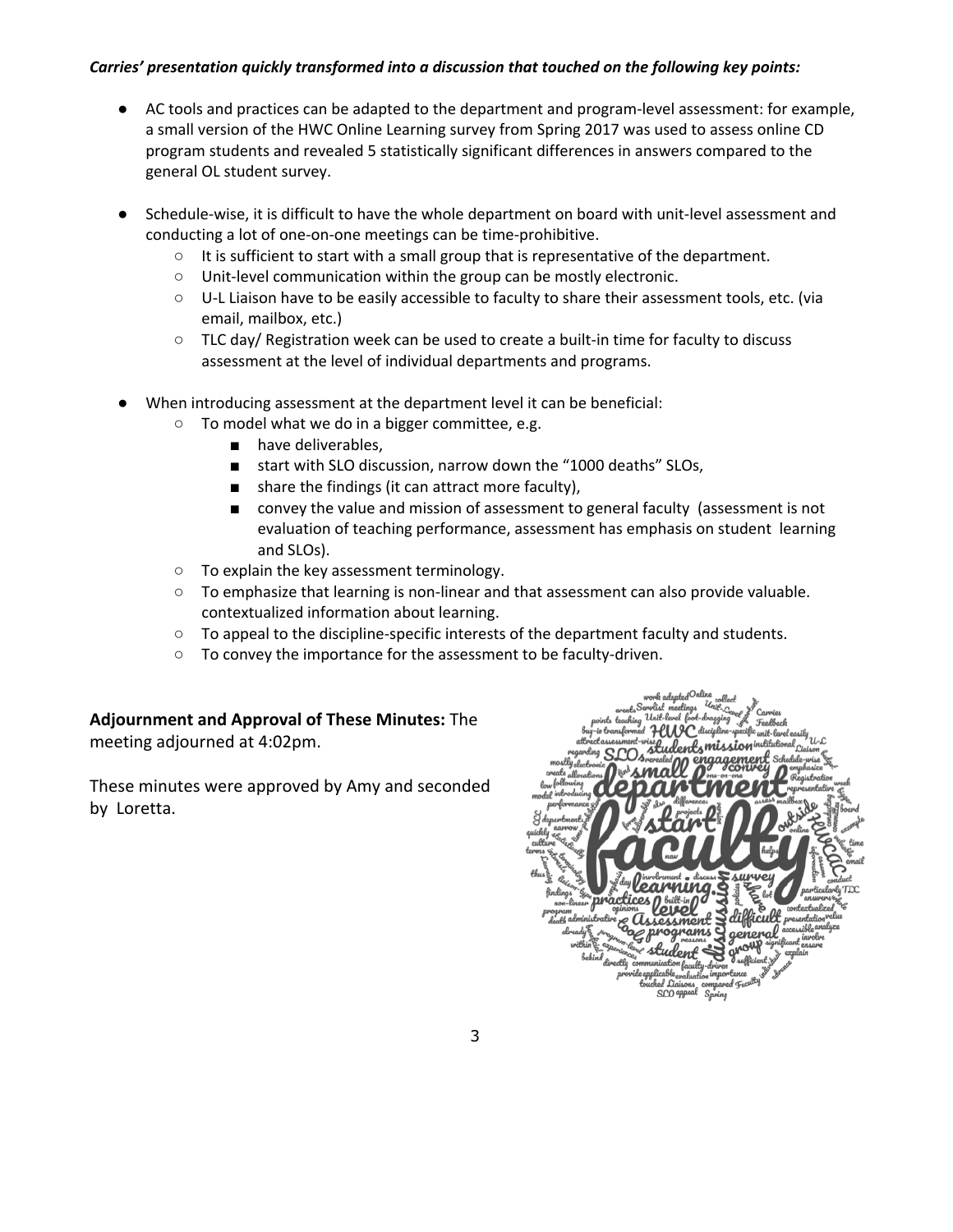***Carries' presentation quickly transformed into a discussion that touched on the following key points:***

- AC tools and practices can be adapted to the department and program-level assessment: for example, a small version of the HWC Online Learning survey from Spring 2017 was used to assess online CD program students and revealed 5 statistically significant differences in answers compared to the general OL student survey.

- Schedule-wise, it is difficult to have the whole department on board with unit-level assessment and conducting a lot of one-on-one meetings can be time-prohibitive.
  - It is sufficient to start with a small group that is representative of the department.
  - Unit-level communication within the group can be mostly electronic.
  - U-L Liaison have to be easily accessible to faculty to share their assessment tools, etc. (via email, mailbox, etc.)
  - TLC day/ Registration week can be used to create a built-in time for faculty to discuss assessment at the level of individual departments and programs.

- When introducing assessment at the department level it can be beneficial:
  - To model what we do in a bigger committee, e.g.
    - have deliverables,
    - start with SLO discussion, narrow down the "1000 deaths" SLOs,
    - share the findings (it can attract more faculty),
    - convey the value and mission of assessment to general faculty (assessment is not evaluation of teaching performance, assessment has emphasis on student learning and SLOs).
  - To explain the key assessment terminology.
  - To emphasize that learning is non-linear and that assessment can also provide valuable. contextualized information about learning.
  - To appeal to the discipline-specific interests of the department faculty and students.
  - To convey the importance for the assessment to be faculty-driven.

**Adjournment and Approval of These Minutes:** The meeting adjourned at 4:02pm.

These minutes were approved by Amy and seconded by Loretta.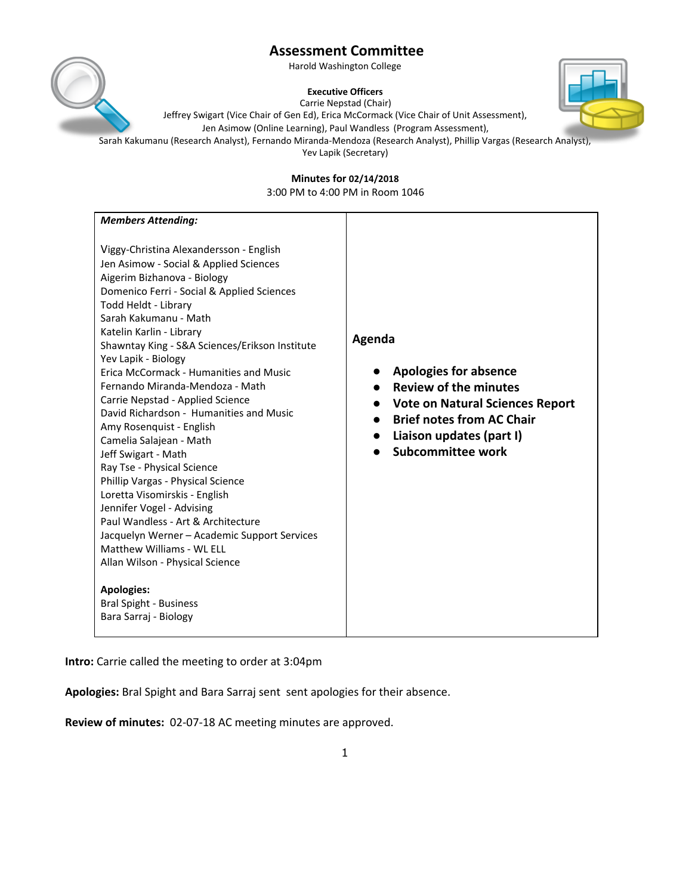# Assessment Committee

Harold Washington College

**Executive Officers**

Carrie Nepstad (Chair)

Jeffrey Swigart (Vice Chair of Gen Ed), Erica McCormack (Vice Chair of Unit Assessment), Jen Asimow (Online Learning), Paul Wandless (Program Assessment), Sarah Kakumanu (Research Analyst), Fernando Miranda-Mendoza (Research Analyst), Phillip Vargas (Research Analyst), Yev Lapik (Secretary)

**Minutes for 02/14/2018**

3:00 PM to 4:00 PM in Room 1046

| ***Members Attending:*** | |
|---|---|
| Viggy-Christina Alexandersson - English<br>Jen Asimow - Social & Applied Sciences<br>Aigerim Bizhanova - Biology<br>Domenico Ferri - Social & Applied Sciences<br>Todd Heldt - Library<br>Sarah Kakumanu - Math<br>Katelin Karlin - Library<br>Shawntay King - S&A Sciences/Erikson Institute<br>Yev Lapik - Biology<br>Erica McCormack - Humanities and Music<br>Fernando Miranda-Mendoza - Math<br>Carrie Nepstad - Applied Science<br>David Richardson - Humanities and Music<br>Amy Rosenquist - English<br>Camelia Salajean - Math<br>Jeff Swigart - Math<br>Ray Tse - Physical Science<br>Phillip Vargas - Physical Science<br>Loretta Visomirskis - English<br>Jennifer Vogel - Advising<br>Paul Wandless - Art & Architecture<br>Jacquelyn Werner – Academic Support Services<br>Matthew Williams - WL ELL<br>Allan Wilson - Physical Science<br><br>**Apologies:**<br>Bral Spight - Business<br>Bara Sarraj - Biology | **Agenda**<br><br>- **Apologies for absence**<br>- **Review of the minutes**<br>- **Vote on Natural Sciences Report**<br>- **Brief notes from AC Chair**<br>- **Liaison updates (part I)**<br>- **Subcommittee work** |

**Intro:** Carrie called the meeting to order at 3:04pm

**Apologies:** Bral Spight and Bara Sarraj sent sent apologies for their absence.

**Review of minutes:** 02-07-18 AC meeting minutes are approved.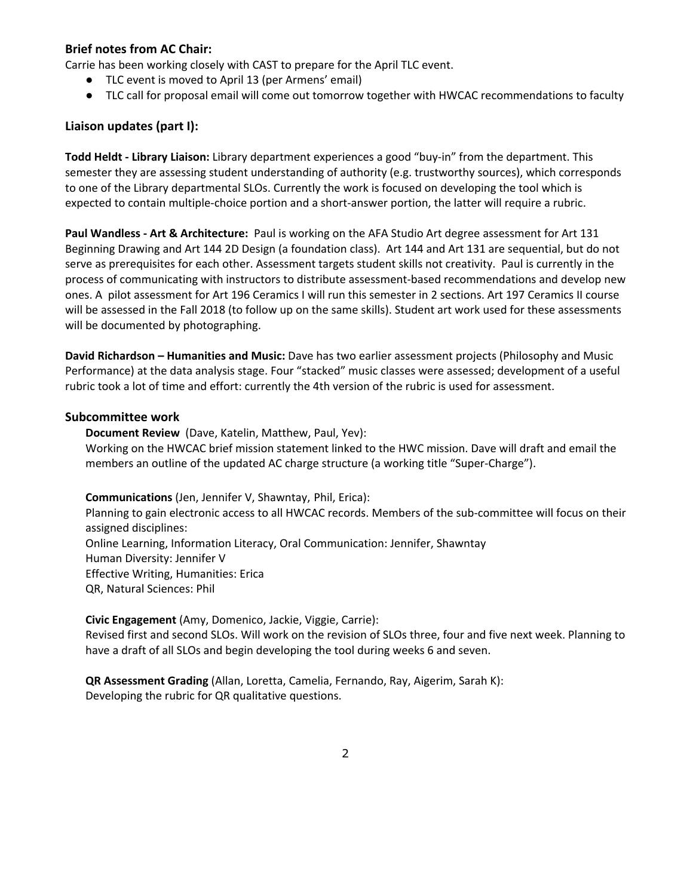### Brief notes from AC Chair:

Carrie has been working closely with CAST to prepare for the April TLC event.

- TLC event is moved to April 13 (per Armens' email)
- TLC call for proposal email will come out tomorrow together with HWCAC recommendations to faculty

### Liaison updates (part I):

**Todd Heldt - Library Liaison:** Library department experiences a good "buy-in" from the department. This semester they are assessing student understanding of authority (e.g. trustworthy sources), which corresponds to one of the Library departmental SLOs. Currently the work is focused on developing the tool which is expected to contain multiple-choice portion and a short-answer portion, the latter will require a rubric.

**Paul Wandless - Art & Architecture:** Paul is working on the AFA Studio Art degree assessment for Art 131 Beginning Drawing and Art 144 2D Design (a foundation class). Art 144 and Art 131 are sequential, but do not serve as prerequisites for each other. Assessment targets student skills not creativity. Paul is currently in the process of communicating with instructors to distribute assessment-based recommendations and develop new ones. A pilot assessment for Art 196 Ceramics I will run this semester in 2 sections. Art 197 Ceramics II course will be assessed in the Fall 2018 (to follow up on the same skills). Student art work used for these assessments will be documented by photographing.

**David Richardson – Humanities and Music:** Dave has two earlier assessment projects (Philosophy and Music Performance) at the data analysis stage. Four "stacked" music classes were assessed; development of a useful rubric took a lot of time and effort: currently the 4th version of the rubric is used for assessment.

### Subcommittee work

**Document Review** (Dave, Katelin, Matthew, Paul, Yev):
Working on the HWCAC brief mission statement linked to the HWC mission. Dave will draft and email the members an outline of the updated AC charge structure (a working title "Super-Charge").

**Communications** (Jen, Jennifer V, Shawntay, Phil, Erica):
Planning to gain electronic access to all HWCAC records. Members of the sub-committee will focus on their assigned disciplines:
Online Learning, Information Literacy, Oral Communication: Jennifer, Shawntay
Human Diversity: Jennifer V
Effective Writing, Humanities: Erica
QR, Natural Sciences: Phil

**Civic Engagement** (Amy, Domenico, Jackie, Viggie, Carrie):
Revised first and second SLOs. Will work on the revision of SLOs three, four and five next week. Planning to have a draft of all SLOs and begin developing the tool during weeks 6 and seven.

**QR Assessment Grading** (Allan, Loretta, Camelia, Fernando, Ray, Aigerim, Sarah K):
Developing the rubric for QR qualitative questions.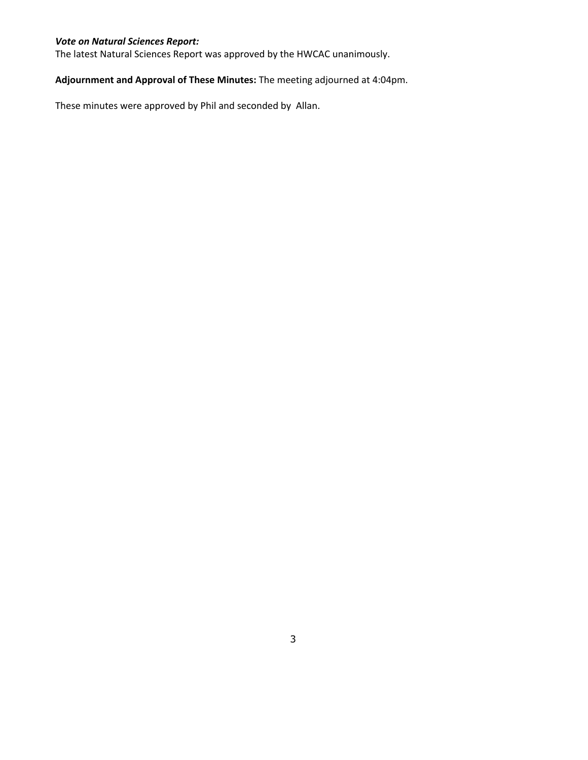***Vote on Natural Sciences Report:***

The latest Natural Sciences Report was approved by the HWCAC unanimously.

**Adjournment and Approval of These Minutes:** The meeting adjourned at 4:04pm.

These minutes were approved by Phil and seconded by  Allan.